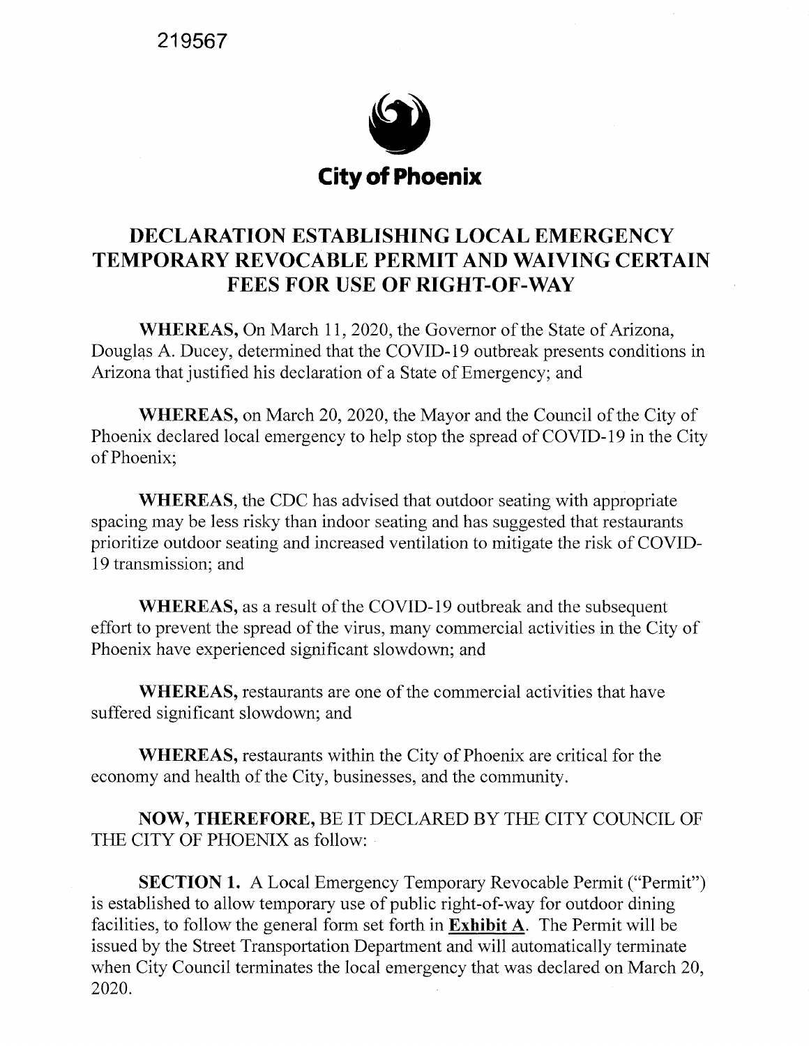219567

City of Phoenix

# DECLARATION ESTABLISHING LOCAL EMERGENCY TEMPORARY REVOCABLE PERMIT AND WAIVING CERTAIN FEES FOR USE OF RIGHT-OF-WAY

**WHEREAS,** On March 11, 2020, the Governor of the State of Arizona, Douglas A. Ducey, determined that the COVID-19 outbreak presents conditions in Arizona that justified his declaration of a State of Emergency; and

**WHEREAS,** on March 20, 2020, the Mayor and the Council of the City of Phoenix declared local emergency to help stop the spread of COVID-19 in the City of Phoenix;

**WHEREAS**, the CDC has advised that outdoor seating with appropriate spacing may be less risky than indoor seating and has suggested that restaurants prioritize outdoor seating and increased ventilation to mitigate the risk of COVID-19 transmission; and

**WHEREAS,** as a result of the COVID-19 outbreak and the subsequent effort to prevent the spread of the virus, many commercial activities in the City of Phoenix have experienced significant slowdown; and

**WHEREAS,** restaurants are one of the commercial activities that have suffered significant slowdown; and

**WHEREAS,** restaurants within the City of Phoenix are critical for the economy and health of the City, businesses, and the community.

**NOW, THEREFORE,** BE IT DECLARED BY THE CITY COUNCIL OF THE CITY OF PHOENIX as follow:

**SECTION 1.** A Local Emergency Temporary Revocable Permit ("Permit") is established to allow temporary use of public right-of-way for outdoor dining facilities, to follow the general form set forth in **Exhibit A**. The Permit will be issued by the Street Transportation Department and will automatically terminate when City Council terminates the local emergency that was declared on March 20, 2020.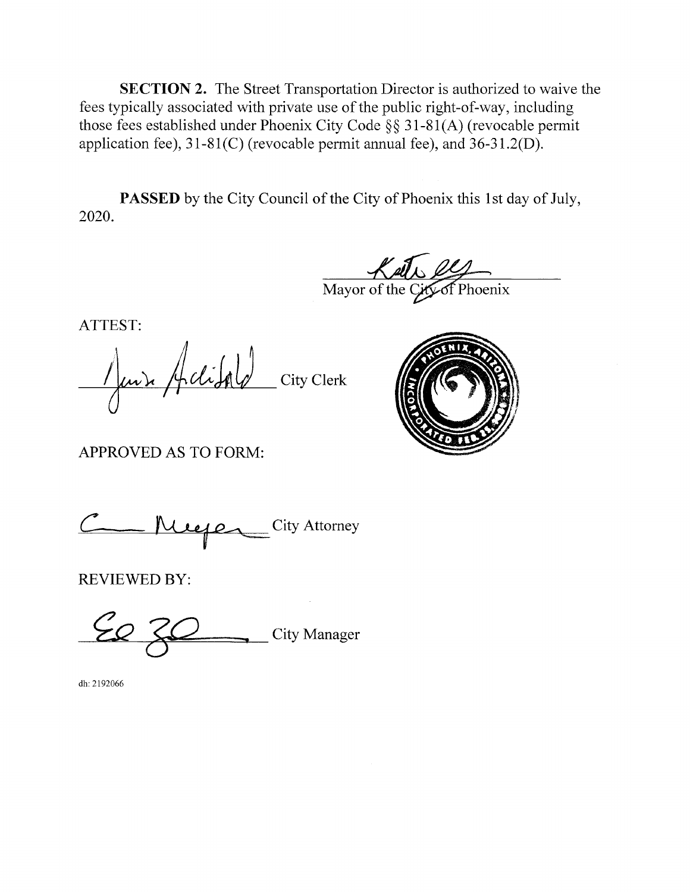**SECTION 2.** The Street Transportation Director is authorized to waive the fees typically associated with private use of the public right-of-way, including those fees established under Phoenix City Code §§ 31-81(A) (revocable permit application fee), 31-81(C) (revocable permit annual fee), and 36-31.2(D).

**PASSED** by the City Council of the City of Phoenix this 1st day of July, 2020.

Mayor of the City of Phoenix

ATTEST:

City Clerk

APPROVED AS TO FORM:

City Attorney

REVIEWED BY:

City Manager

dh: 2192066